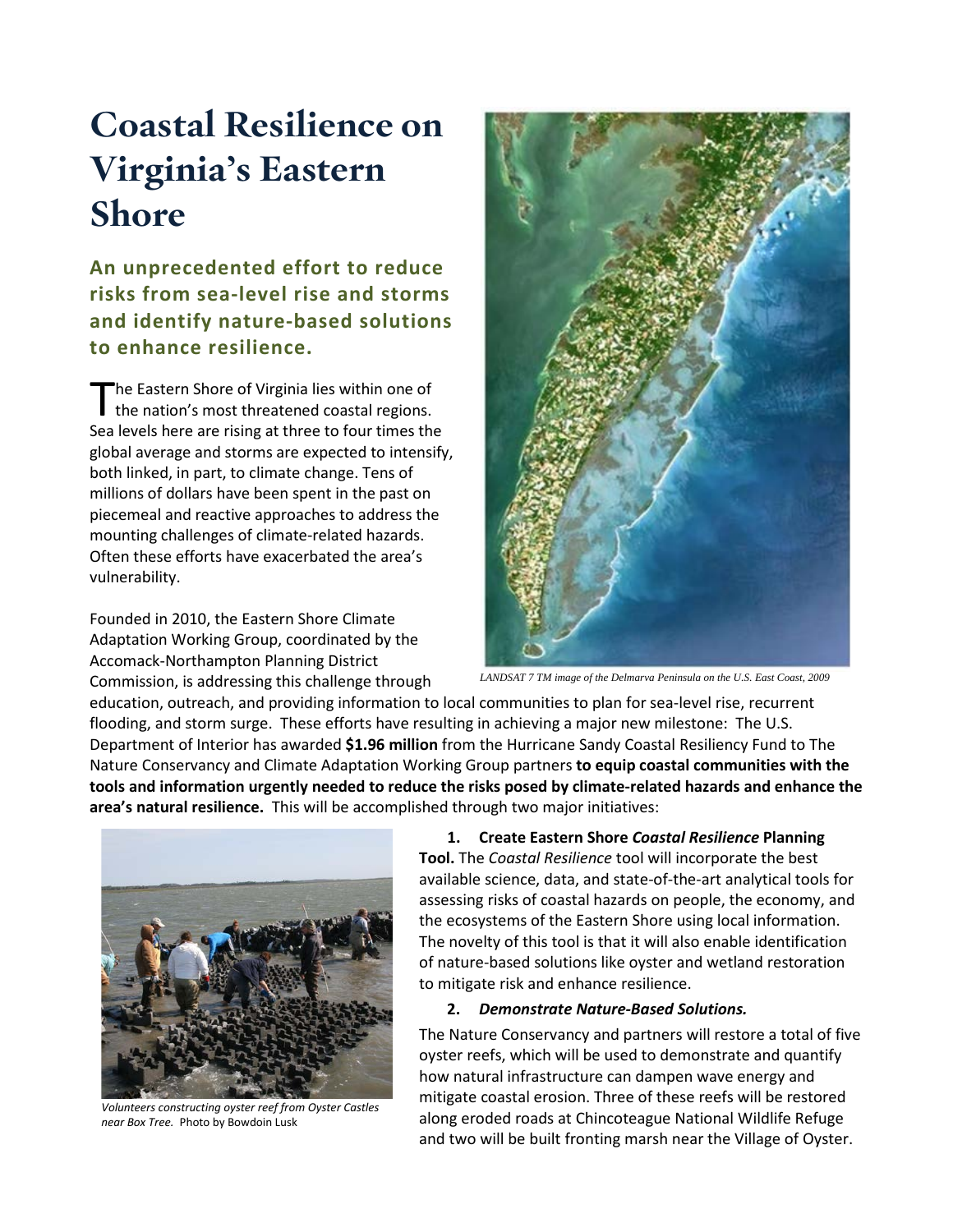# Coastal Resilience on Virginia's Eastern Shore

## An unprecedented effort to reduce risks from sea-level rise and storms and identify nature-based solutions to enhance resilience.

The Eastern Shore of Virginia lies within one of the nation's most threatened coastal regions. Sea levels here are rising at three to four times the global average and storms are expected to intensify, both linked, in part, to climate change. Tens of millions of dollars have been spent in the past on piecemeal and reactive approaches to address the mounting challenges of climate-related hazards. Often these efforts have exacerbated the area's vulnerability.

Founded in 2010, the Eastern Shore Climate Adaptation Working Group, coordinated by the Accomack-Northampton Planning District Commission, is addressing this challenge through education, outreach, and providing information to local communities to plan for sea-level rise, recurrent flooding, and storm surge. These efforts have resulting in achieving a major new milestone: The U.S. Department of Interior has awarded **$1.96 million** from the Hurricane Sandy Coastal Resiliency Fund to The Nature Conservancy and Climate Adaptation Working Group partners **to equip coastal communities with the tools and information urgently needed to reduce the risks posed by climate-related hazards and enhance the area's natural resilience.** This will be accomplished through two major initiatives:

*LANDSAT 7 TM image of the Delmarva Peninsula on the U.S. East Coast, 2009*

1. **Create Eastern Shore *Coastal Resilience* Planning Tool.** The *Coastal Resilience* tool will incorporate the best available science, data, and state-of-the-art analytical tools for assessing risks of coastal hazards on people, the economy, and the ecosystems of the Eastern Shore using local information. The novelty of this tool is that it will also enable identification of nature-based solutions like oyster and wetland restoration to mitigate risk and enhance resilience.

2. ***Demonstrate Nature-Based Solutions.***

The Nature Conservancy and partners will restore a total of five oyster reefs, which will be used to demonstrate and quantify how natural infrastructure can dampen wave energy and mitigate coastal erosion. Three of these reefs will be restored along eroded roads at Chincoteague National Wildlife Refuge and two will be built fronting marsh near the Village of Oyster.

*Volunteers constructing oyster reef from Oyster Castles near Box Tree.* Photo by Bowdoin Lusk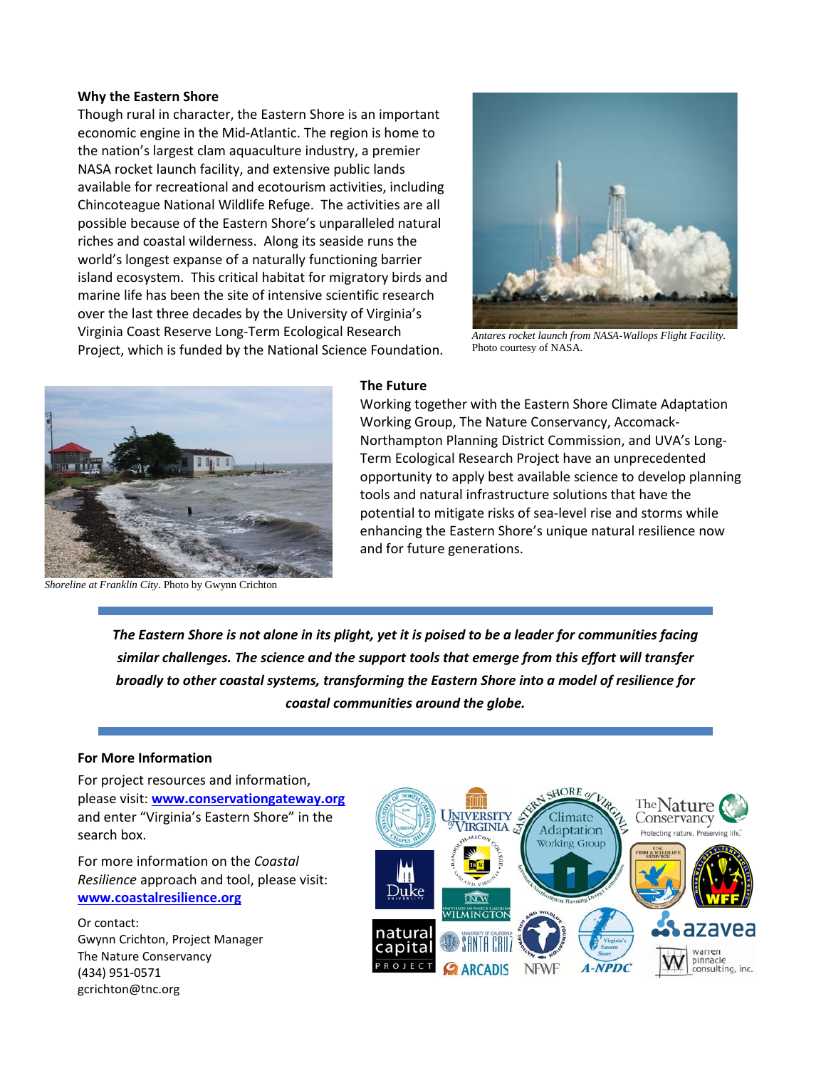### Why the Eastern Shore

Though rural in character, the Eastern Shore is an important economic engine in the Mid-Atlantic. The region is home to the nation's largest clam aquaculture industry, a premier NASA rocket launch facility, and extensive public lands available for recreational and ecotourism activities, including Chincoteague National Wildlife Refuge. The activities are all possible because of the Eastern Shore's unparalleled natural riches and coastal wilderness. Along its seaside runs the world's longest expanse of a naturally functioning barrier island ecosystem. This critical habitat for migratory birds and marine life has been the site of intensive scientific research over the last three decades by the University of Virginia's Virginia Coast Reserve Long-Term Ecological Research Project, which is funded by the National Science Foundation.

*Antares rocket launch from NASA-Wallops Flight Facility.* Photo courtesy of NASA.

### The Future

Working together with the Eastern Shore Climate Adaptation Working Group, The Nature Conservancy, Accomack-Northampton Planning District Commission, and UVA's Long-Term Ecological Research Project have an unprecedented opportunity to apply best available science to develop planning tools and natural infrastructure solutions that have the potential to mitigate risks of sea-level rise and storms while enhancing the Eastern Shore's unique natural resilience now and for future generations.

*Shoreline at Franklin City*. Photo by Gwynn Crichton

***The Eastern Shore is not alone in its plight, yet it is poised to be a leader for communities facing similar challenges. The science and the support tools that emerge from this effort will transfer broadly to other coastal systems, transforming the Eastern Shore into a model of resilience for coastal communities around the globe.***

### For More Information

For project resources and information, please visit: **www.conservationgateway.org** and enter "Virginia's Eastern Shore" in the search box.

For more information on the *Coastal Resilience* approach and tool, please visit: **www.coastalresilience.org**

Or contact:
Gwynn Crichton, Project Manager
The Nature Conservancy
(434) 951-0571
gcrichton@tnc.org